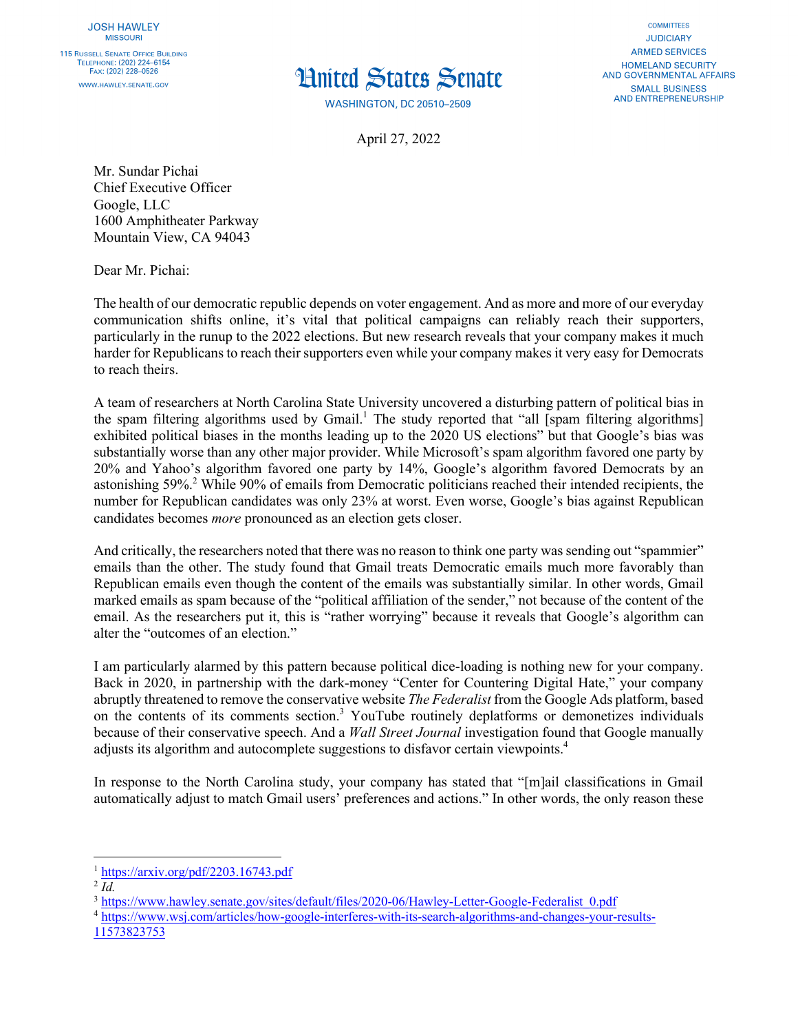JOSH HAWLEY
MISSOURI

115 RUSSELL SENATE OFFICE BUILDING
TELEPHONE: (202) 224–6154
FAX: (202) 228–0526

WWW.HAWLEY.SENATE.GOV

# United States Senate

WASHINGTON, DC 20510–2509

COMMITTEES
JUDICIARY
ARMED SERVICES
HOMELAND SECURITY AND GOVERNMENTAL AFFAIRS
SMALL BUSINESS AND ENTREPRENEURSHIP

April 27, 2022

Mr. Sundar Pichai
Chief Executive Officer
Google, LLC
1600 Amphitheater Parkway
Mountain View, CA 94043

Dear Mr. Pichai:

The health of our democratic republic depends on voter engagement. And as more and more of our everyday communication shifts online, it's vital that political campaigns can reliably reach their supporters, particularly in the runup to the 2022 elections. But new research reveals that your company makes it much harder for Republicans to reach their supporters even while your company makes it very easy for Democrats to reach theirs.

A team of researchers at North Carolina State University uncovered a disturbing pattern of political bias in the spam filtering algorithms used by Gmail.[1] The study reported that "all [spam filtering algorithms] exhibited political biases in the months leading up to the 2020 US elections" but that Google's bias was substantially worse than any other major provider. While Microsoft's spam algorithm favored one party by 20% and Yahoo's algorithm favored one party by 14%, Google's algorithm favored Democrats by an astonishing 59%.[2] While 90% of emails from Democratic politicians reached their intended recipients, the number for Republican candidates was only 23% at worst. Even worse, Google's bias against Republican candidates becomes *more* pronounced as an election gets closer.

And critically, the researchers noted that there was no reason to think one party was sending out "spammier" emails than the other. The study found that Gmail treats Democratic emails much more favorably than Republican emails even though the content of the emails was substantially similar. In other words, Gmail marked emails as spam because of the "political affiliation of the sender," not because of the content of the email. As the researchers put it, this is "rather worrying" because it reveals that Google's algorithm can alter the "outcomes of an election."

I am particularly alarmed by this pattern because political dice-loading is nothing new for your company. Back in 2020, in partnership with the dark-money "Center for Countering Digital Hate," your company abruptly threatened to remove the conservative website *The Federalist* from the Google Ads platform, based on the contents of its comments section.[3] YouTube routinely deplatforms or demonetizes individuals because of their conservative speech. And a *Wall Street Journal* investigation found that Google manually adjusts its algorithm and autocomplete suggestions to disfavor certain viewpoints.[4]

In response to the North Carolina study, your company has stated that "[m]ail classifications in Gmail automatically adjust to match Gmail users' preferences and actions." In other words, the only reason these

---

[1] https://arxiv.org/pdf/2203.16743.pdf
[2] *Id.*
[3] https://www.hawley.senate.gov/sites/default/files/2020-06/Hawley-Letter-Google-Federalist_0.pdf
[4] https://www.wsj.com/articles/how-google-interferes-with-its-search-algorithms-and-changes-your-results-11573823753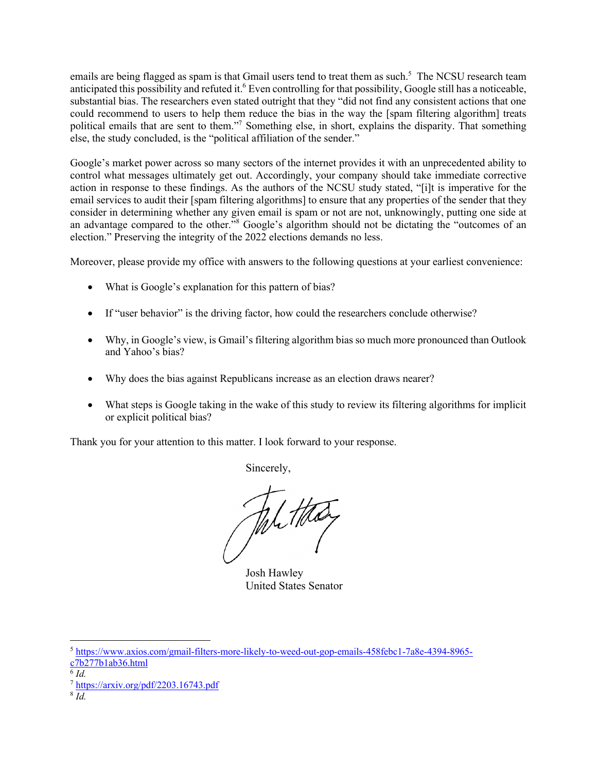emails are being flagged as spam is that Gmail users tend to treat them as such.[5] The NCSU research team anticipated this possibility and refuted it.[6] Even controlling for that possibility, Google still has a noticeable, substantial bias. The researchers even stated outright that they "did not find any consistent actions that one could recommend to users to help them reduce the bias in the way the [spam filtering algorithm] treats political emails that are sent to them."[7] Something else, in short, explains the disparity. That something else, the study concluded, is the "political affiliation of the sender."

Google's market power across so many sectors of the internet provides it with an unprecedented ability to control what messages ultimately get out. Accordingly, your company should take immediate corrective action in response to these findings. As the authors of the NCSU study stated, "[i]t is imperative for the email services to audit their [spam filtering algorithms] to ensure that any properties of the sender that they consider in determining whether any given email is spam or not are not, unknowingly, putting one side at an advantage compared to the other."[8] Google's algorithm should not be dictating the "outcomes of an election." Preserving the integrity of the 2022 elections demands no less.

Moreover, please provide my office with answers to the following questions at your earliest convenience:

- What is Google's explanation for this pattern of bias?
- If "user behavior" is the driving factor, how could the researchers conclude otherwise?
- Why, in Google's view, is Gmail's filtering algorithm bias so much more pronounced than Outlook and Yahoo's bias?
- Why does the bias against Republicans increase as an election draws nearer?
- What steps is Google taking in the wake of this study to review its filtering algorithms for implicit or explicit political bias?

Thank you for your attention to this matter. I look forward to your response.

Sincerely,

Josh Hawley
United States Senator

---

[5] https://www.axios.com/gmail-filters-more-likely-to-weed-out-gop-emails-458febc1-7a8e-4394-8965-c7b277b1ab36.html

[6] *Id.*

[7] https://arxiv.org/pdf/2203.16743.pdf

[8] *Id.*